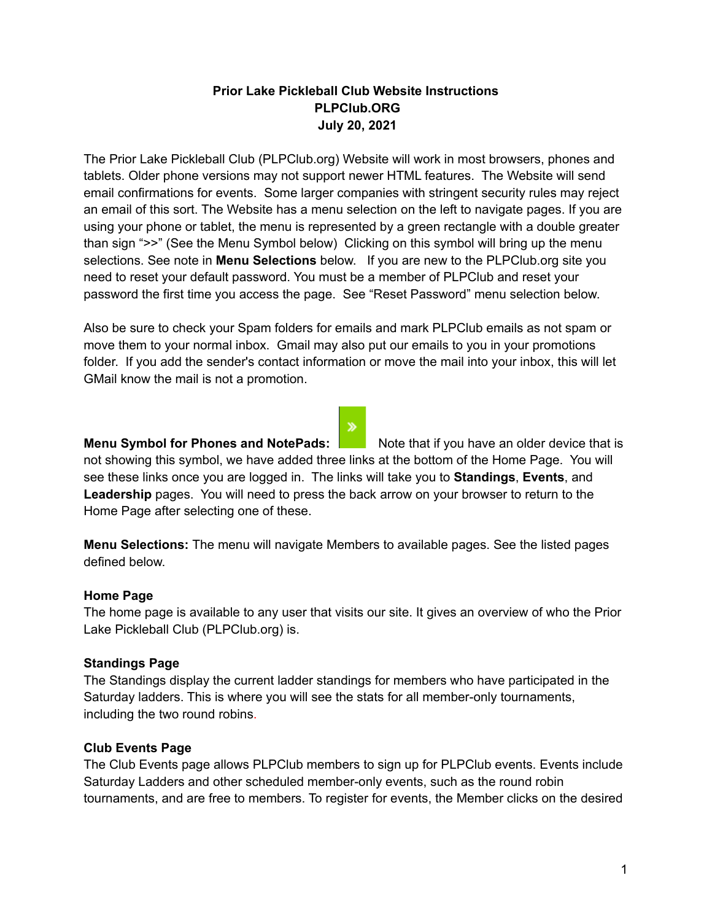**Prior Lake Pickleball Club Website Instructions**
**PLPClub.ORG**
**July 20, 2021**

The Prior Lake Pickleball Club (PLPClub.org) Website will work in most browsers, phones and tablets. Older phone versions may not support newer HTML features. The Website will send email confirmations for events. Some larger companies with stringent security rules may reject an email of this sort. The Website has a menu selection on the left to navigate pages. If you are using your phone or tablet, the menu is represented by a green rectangle with a double greater than sign ">>" (See the Menu Symbol below) Clicking on this symbol will bring up the menu selections. See note in **Menu Selections** below. If you are new to the PLPClub.org site you need to reset your default password. You must be a member of PLPClub and reset your password the first time you access the page. See "Reset Password" menu selection below.

Also be sure to check your Spam folders for emails and mark PLPClub emails as not spam or move them to your normal inbox. Gmail may also put our emails to you in your promotions folder. If you add the sender's contact information or move the mail into your inbox, this will let GMail know the mail is not a promotion.

**Menu Symbol for Phones and NotePads:** » Note that if you have an older device that is not showing this symbol, we have added three links at the bottom of the Home Page. You will see these links once you are logged in. The links will take you to **Standings**, **Events**, and **Leadership** pages. You will need to press the back arrow on your browser to return to the Home Page after selecting one of these.

**Menu Selections:** The menu will navigate Members to available pages. See the listed pages defined below.

**Home Page**
The home page is available to any user that visits our site. It gives an overview of who the Prior Lake Pickleball Club (PLPClub.org) is.

**Standings Page**
The Standings display the current ladder standings for members who have participated in the Saturday ladders. This is where you will see the stats for all member-only tournaments, including the two round robins.

**Club Events Page**
The Club Events page allows PLPClub members to sign up for PLPClub events. Events include Saturday Ladders and other scheduled member-only events, such as the round robin tournaments, and are free to members. To register for events, the Member clicks on the desired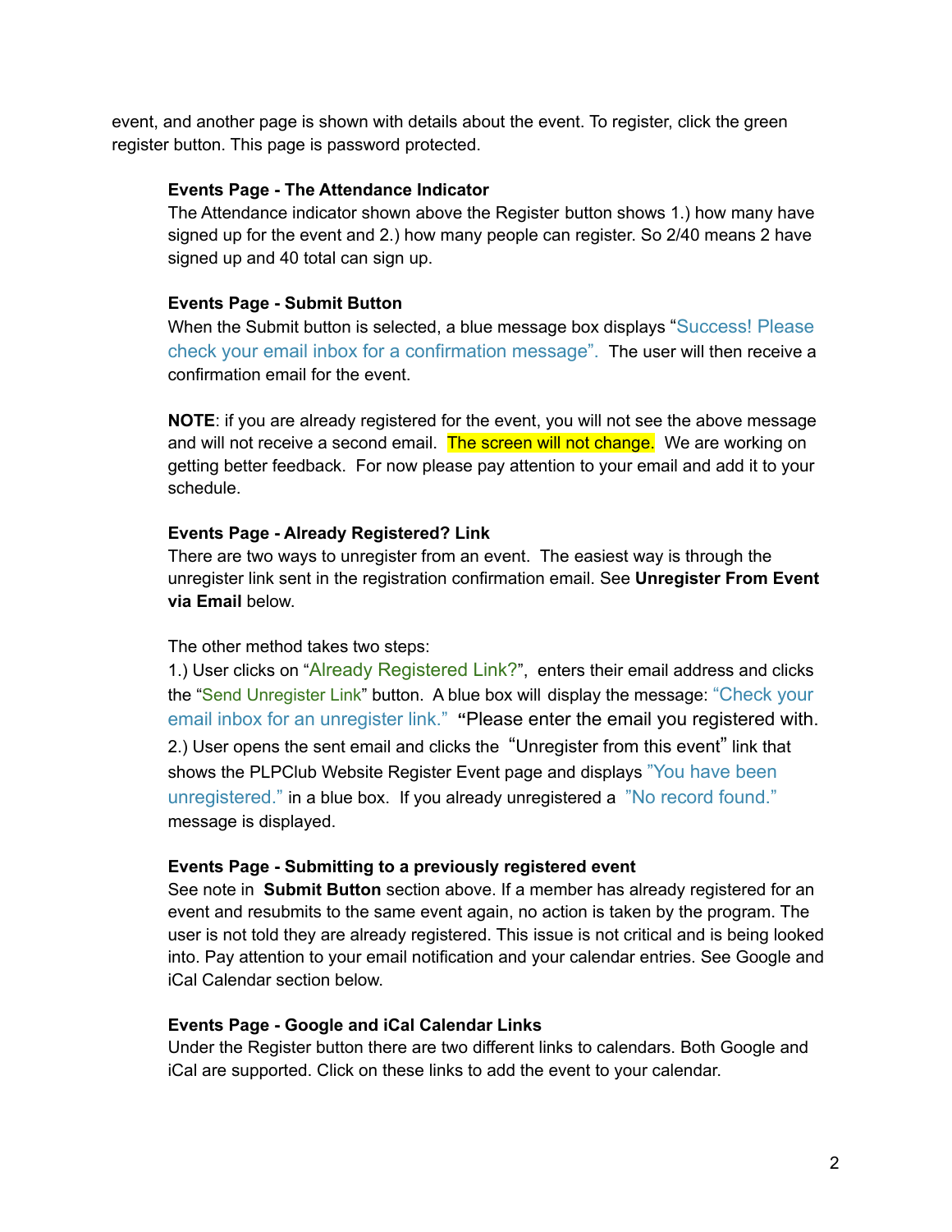event, and another page is shown with details about the event. To register, click the green register button. This page is password protected.

**Events Page - The Attendance Indicator**
The Attendance indicator shown above the Register button shows 1.) how many have signed up for the event and 2.) how many people can register. So 2/40 means 2 have signed up and 40 total can sign up.

**Events Page - Submit Button**
When the Submit button is selected, a blue message box displays "Success! Please check your email inbox for a confirmation message". The user will then receive a confirmation email for the event.

**NOTE**: if you are already registered for the event, you will not see the above message and will not receive a second email. The screen will not change. We are working on getting better feedback. For now please pay attention to your email and add it to your schedule.

**Events Page - Already Registered? Link**
There are two ways to unregister from an event. The easiest way is through the unregister link sent in the registration confirmation email. See **Unregister From Event via Email** below.

The other method takes two steps:
1.) User clicks on "Already Registered Link?", enters their email address and clicks the "Send Unregister Link" button. A blue box will display the message: "Check your email inbox for an unregister link." "Please enter the email you registered with.
2.) User opens the sent email and clicks the "Unregister from this event" link that shows the PLPClub Website Register Event page and displays "You have been unregistered." in a blue box. If you already unregistered a "No record found." message is displayed.

**Events Page - Submitting to a previously registered event**
See note in **Submit Button** section above. If a member has already registered for an event and resubmits to the same event again, no action is taken by the program. The user is not told they are already registered. This issue is not critical and is being looked into. Pay attention to your email notification and your calendar entries. See Google and iCal Calendar section below.

**Events Page - Google and iCal Calendar Links**
Under the Register button there are two different links to calendars. Both Google and iCal are supported. Click on these links to add the event to your calendar.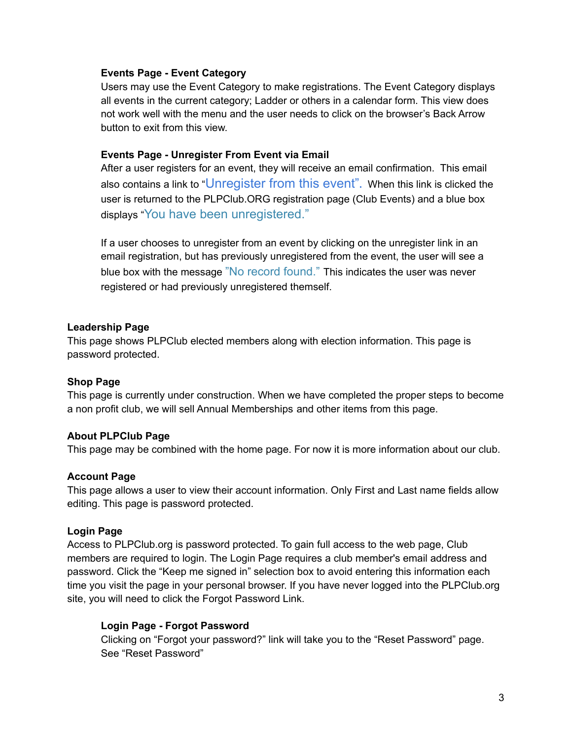#### Events Page - Event Category

Users may use the Event Category to make registrations. The Event Category displays all events in the current category; Ladder or others in a calendar form. This view does not work well with the menu and the user needs to click on the browser's Back Arrow button to exit from this view.

#### Events Page - Unregister From Event via Email

After a user registers for an event, they will receive an email confirmation. This email also contains a link to "Unregister from this event". When this link is clicked the user is returned to the PLPClub.ORG registration page (Club Events) and a blue box displays "You have been unregistered."

If a user chooses to unregister from an event by clicking on the unregister link in an email registration, but has previously unregistered from the event, the user will see a blue box with the message "No record found." This indicates the user was never registered or had previously unregistered themself.

### Leadership Page

This page shows PLPClub elected members along with election information. This page is password protected.

### Shop Page

This page is currently under construction. When we have completed the proper steps to become a non profit club, we will sell Annual Memberships and other items from this page.

### About PLPClub Page

This page may be combined with the home page. For now it is more information about our club.

### Account Page

This page allows a user to view their account information. Only First and Last name fields allow editing. This page is password protected.

### Login Page

Access to PLPClub.org is password protected. To gain full access to the web page, Club members are required to login. The Login Page requires a club member's email address and password. Click the "Keep me signed in" selection box to avoid entering this information each time you visit the page in your personal browser. If you have never logged into the PLPClub.org site, you will need to click the Forgot Password Link.

#### Login Page - Forgot Password

Clicking on "Forgot your password?" link will take you to the "Reset Password" page. See "Reset Password"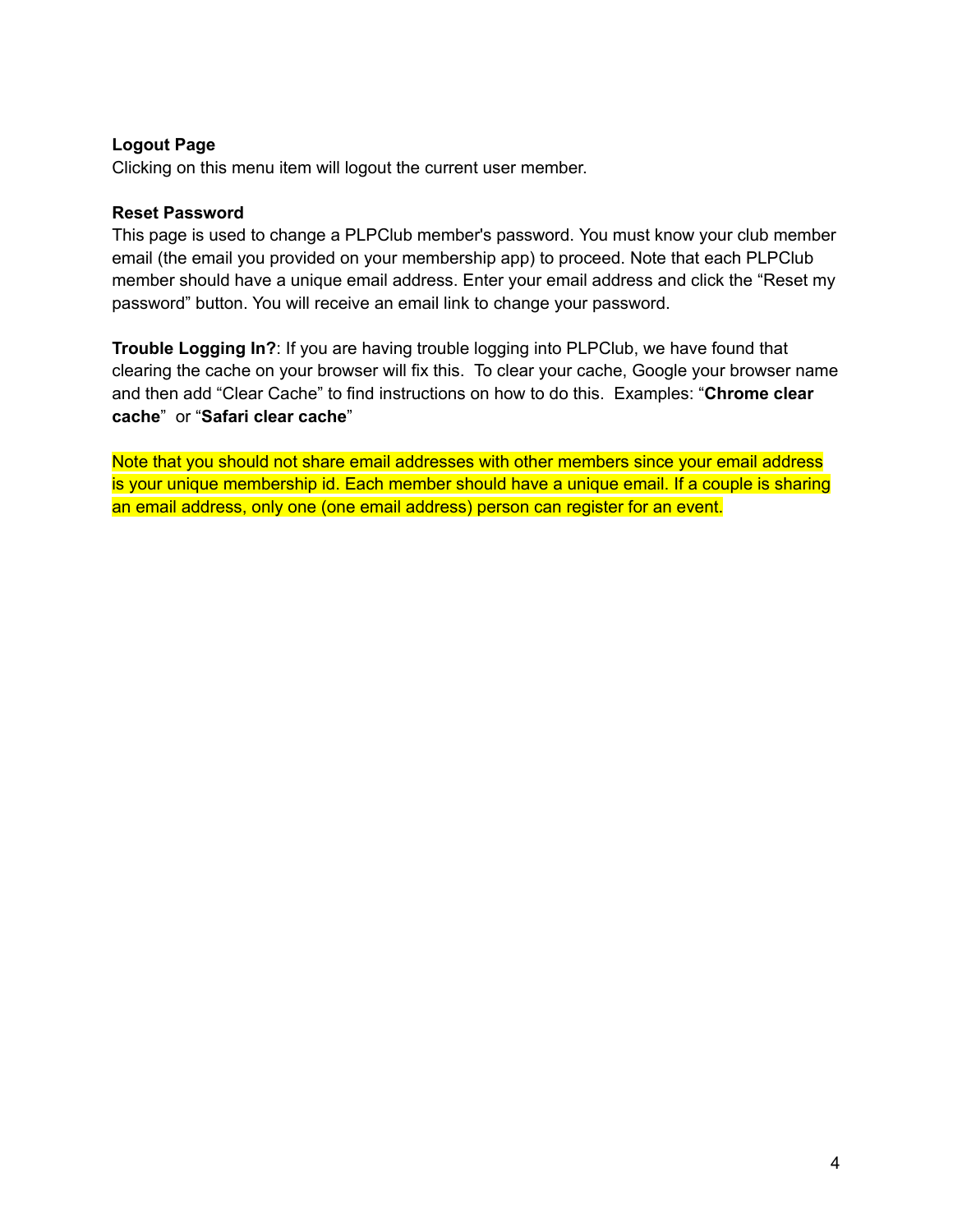**Logout Page**
Clicking on this menu item will logout the current user member.

**Reset Password**
This page is used to change a PLPClub member's password. You must know your club member email (the email you provided on your membership app) to proceed. Note that each PLPClub member should have a unique email address. Enter your email address and click the "Reset my password" button. You will receive an email link to change your password.

**Trouble Logging In?**: If you are having trouble logging into PLPClub, we have found that clearing the cache on your browser will fix this. To clear your cache, Google your browser name and then add "Clear Cache" to find instructions on how to do this. Examples: "**Chrome clear cache**" or "**Safari clear cache**"

Note that you should not share email addresses with other members since your email address is your unique membership id. Each member should have a unique email. If a couple is sharing an email address, only one (one email address) person can register for an event.